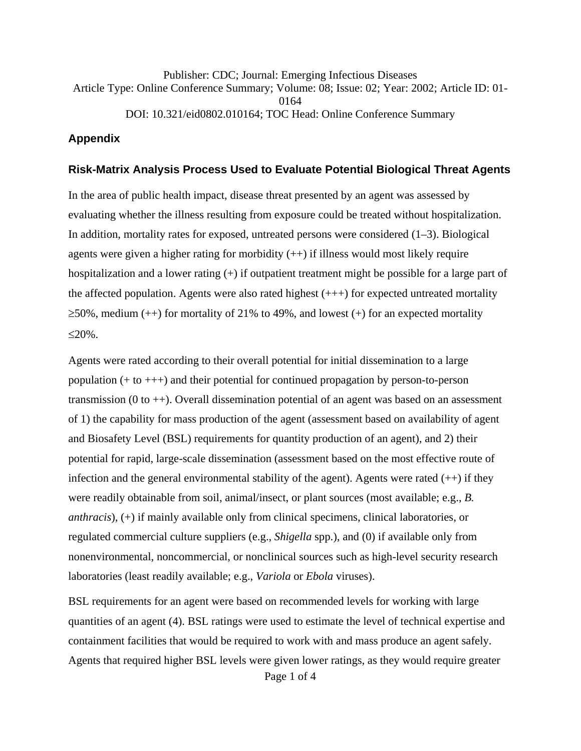Publisher: CDC; Journal: Emerging Infectious Diseases
Article Type: Online Conference Summary; Volume: 08; Issue: 02; Year: 2002; Article ID: 01-0164
DOI: 10.321/eid0802.010164; TOC Head: Online Conference Summary

## Appendix

## Risk-Matrix Analysis Process Used to Evaluate Potential Biological Threat Agents

In the area of public health impact, disease threat presented by an agent was assessed by evaluating whether the illness resulting from exposure could be treated without hospitalization. In addition, mortality rates for exposed, untreated persons were considered (1–3). Biological agents were given a higher rating for morbidity (++) if illness would most likely require hospitalization and a lower rating (+) if outpatient treatment might be possible for a large part of the affected population. Agents were also rated highest (+++) for expected untreated mortality ≥50%, medium (++) for mortality of 21% to 49%, and lowest (+) for an expected mortality ≤20%.

Agents were rated according to their overall potential for initial dissemination to a large population (+ to +++) and their potential for continued propagation by person-to-person transmission (0 to ++). Overall dissemination potential of an agent was based on an assessment of 1) the capability for mass production of the agent (assessment based on availability of agent and Biosafety Level (BSL) requirements for quantity production of an agent), and 2) their potential for rapid, large-scale dissemination (assessment based on the most effective route of infection and the general environmental stability of the agent). Agents were rated (++) if they were readily obtainable from soil, animal/insect, or plant sources (most available; e.g., *B. anthracis*), (+) if mainly available only from clinical specimens, clinical laboratories, or regulated commercial culture suppliers (e.g., *Shigella* spp.), and (0) if available only from nonenvironmental, noncommercial, or nonclinical sources such as high-level security research laboratories (least readily available; e.g., *Variola* or *Ebola* viruses).

BSL requirements for an agent were based on recommended levels for working with large quantities of an agent (4). BSL ratings were used to estimate the level of technical expertise and containment facilities that would be required to work with and mass produce an agent safely. Agents that required higher BSL levels were given lower ratings, as they would require greater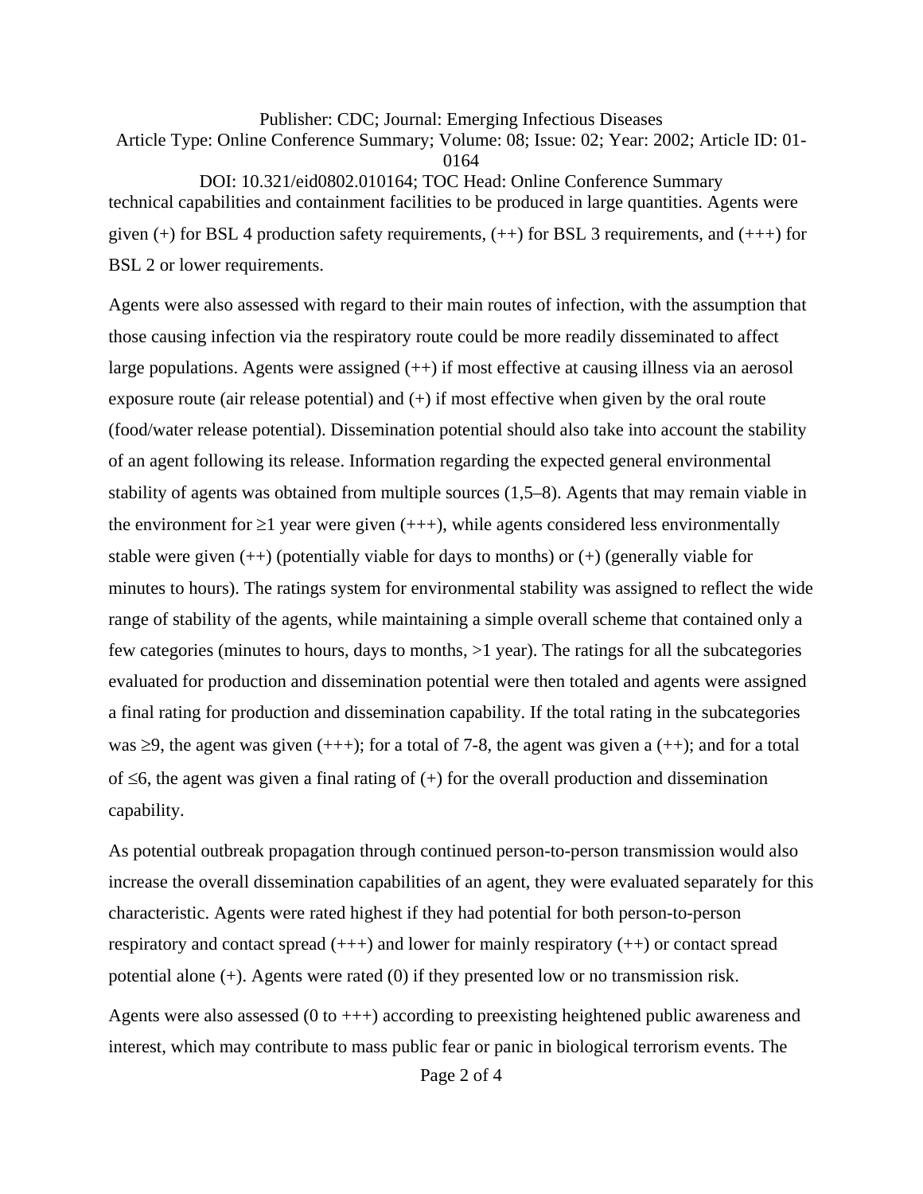technical capabilities and containment facilities to be produced in large quantities. Agents were given (+) for BSL 4 production safety requirements, (++) for BSL 3 requirements, and (+++) for BSL 2 or lower requirements.

Agents were also assessed with regard to their main routes of infection, with the assumption that those causing infection via the respiratory route could be more readily disseminated to affect large populations. Agents were assigned (++) if most effective at causing illness via an aerosol exposure route (air release potential) and (+) if most effective when given by the oral route (food/water release potential). Dissemination potential should also take into account the stability of an agent following its release. Information regarding the expected general environmental stability of agents was obtained from multiple sources (1,5–8). Agents that may remain viable in the environment for ≥1 year were given (+++), while agents considered less environmentally stable were given (++) (potentially viable for days to months) or (+) (generally viable for minutes to hours). The ratings system for environmental stability was assigned to reflect the wide range of stability of the agents, while maintaining a simple overall scheme that contained only a few categories (minutes to hours, days to months, >1 year). The ratings for all the subcategories evaluated for production and dissemination potential were then totaled and agents were assigned a final rating for production and dissemination capability. If the total rating in the subcategories was ≥9, the agent was given (+++); for a total of 7-8, the agent was given a (++); and for a total of ≤6, the agent was given a final rating of (+) for the overall production and dissemination capability.

As potential outbreak propagation through continued person-to-person transmission would also increase the overall dissemination capabilities of an agent, they were evaluated separately for this characteristic. Agents were rated highest if they had potential for both person-to-person respiratory and contact spread (+++) and lower for mainly respiratory (++) or contact spread potential alone (+). Agents were rated (0) if they presented low or no transmission risk.

Agents were also assessed (0 to +++) according to preexisting heightened public awareness and interest, which may contribute to mass public fear or panic in biological terrorism events. The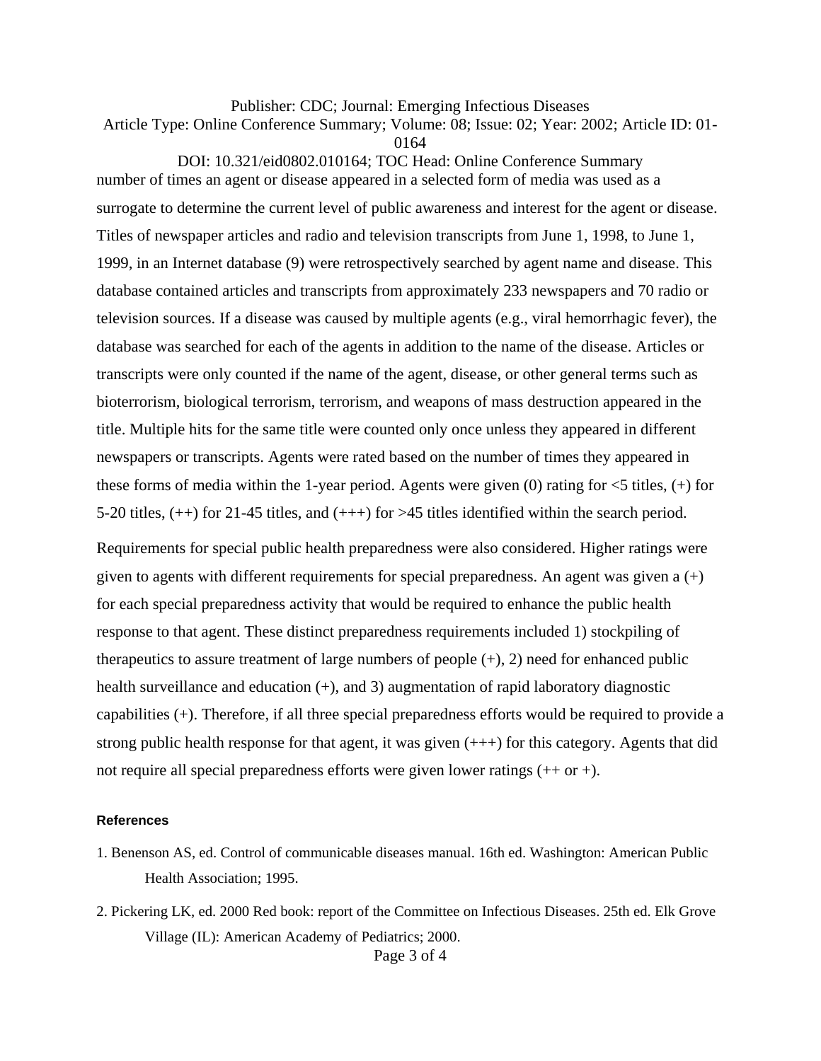number of times an agent or disease appeared in a selected form of media was used as a surrogate to determine the current level of public awareness and interest for the agent or disease. Titles of newspaper articles and radio and television transcripts from June 1, 1998, to June 1, 1999, in an Internet database (9) were retrospectively searched by agent name and disease. This database contained articles and transcripts from approximately 233 newspapers and 70 radio or television sources. If a disease was caused by multiple agents (e.g., viral hemorrhagic fever), the database was searched for each of the agents in addition to the name of the disease. Articles or transcripts were only counted if the name of the agent, disease, or other general terms such as bioterrorism, biological terrorism, terrorism, and weapons of mass destruction appeared in the title. Multiple hits for the same title were counted only once unless they appeared in different newspapers or transcripts. Agents were rated based on the number of times they appeared in these forms of media within the 1-year period. Agents were given (0) rating for <5 titles, (+) for 5-20 titles, (++) for 21-45 titles, and (+++) for >45 titles identified within the search period.

Requirements for special public health preparedness were also considered. Higher ratings were given to agents with different requirements for special preparedness. An agent was given a (+) for each special preparedness activity that would be required to enhance the public health response to that agent. These distinct preparedness requirements included 1) stockpiling of therapeutics to assure treatment of large numbers of people (+), 2) need for enhanced public health surveillance and education (+), and 3) augmentation of rapid laboratory diagnostic capabilities (+). Therefore, if all three special preparedness efforts would be required to provide a strong public health response for that agent, it was given (+++) for this category. Agents that did not require all special preparedness efforts were given lower ratings (++ or +).

### References

1. Benenson AS, ed. Control of communicable diseases manual. 16th ed. Washington: American Public Health Association; 1995.
2. Pickering LK, ed. 2000 Red book: report of the Committee on Infectious Diseases. 25th ed. Elk Grove Village (IL): American Academy of Pediatrics; 2000.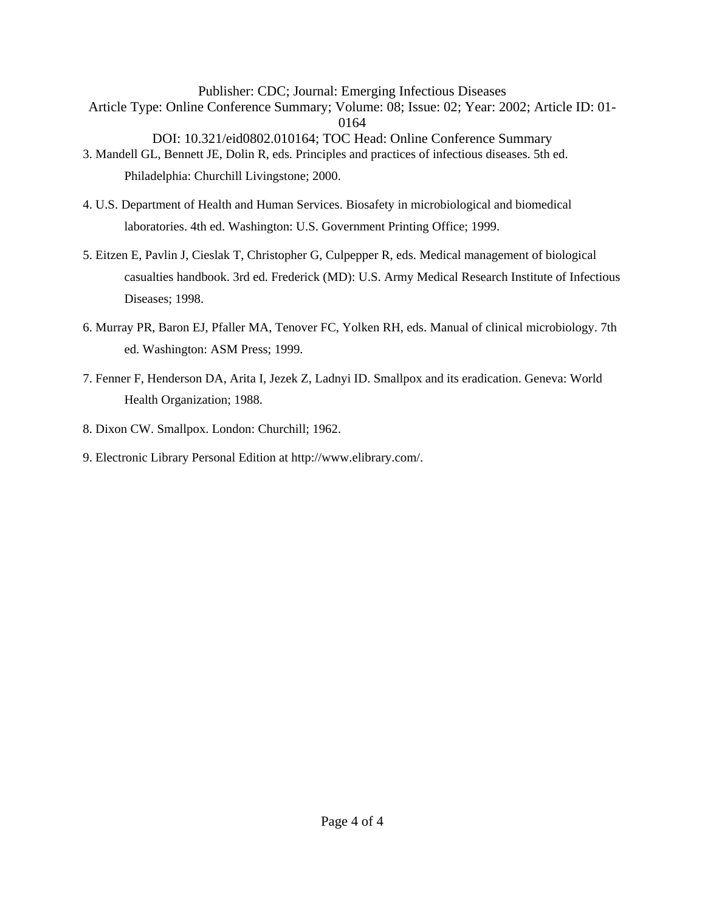3. Mandell GL, Bennett JE, Dolin R, eds. Principles and practices of infectious diseases. 5th ed. Philadelphia: Churchill Livingstone; 2000.

4. U.S. Department of Health and Human Services. Biosafety in microbiological and biomedical laboratories. 4th ed. Washington: U.S. Government Printing Office; 1999.

5. Eitzen E, Pavlin J, Cieslak T, Christopher G, Culpepper R, eds. Medical management of biological casualties handbook. 3rd ed. Frederick (MD): U.S. Army Medical Research Institute of Infectious Diseases; 1998.

6. Murray PR, Baron EJ, Pfaller MA, Tenover FC, Yolken RH, eds. Manual of clinical microbiology. 7th ed. Washington: ASM Press; 1999.

7. Fenner F, Henderson DA, Arita I, Jezek Z, Ladnyi ID. Smallpox and its eradication. Geneva: World Health Organization; 1988.

8. Dixon CW. Smallpox. London: Churchill; 1962.

9. Electronic Library Personal Edition at http://www.elibrary.com/.